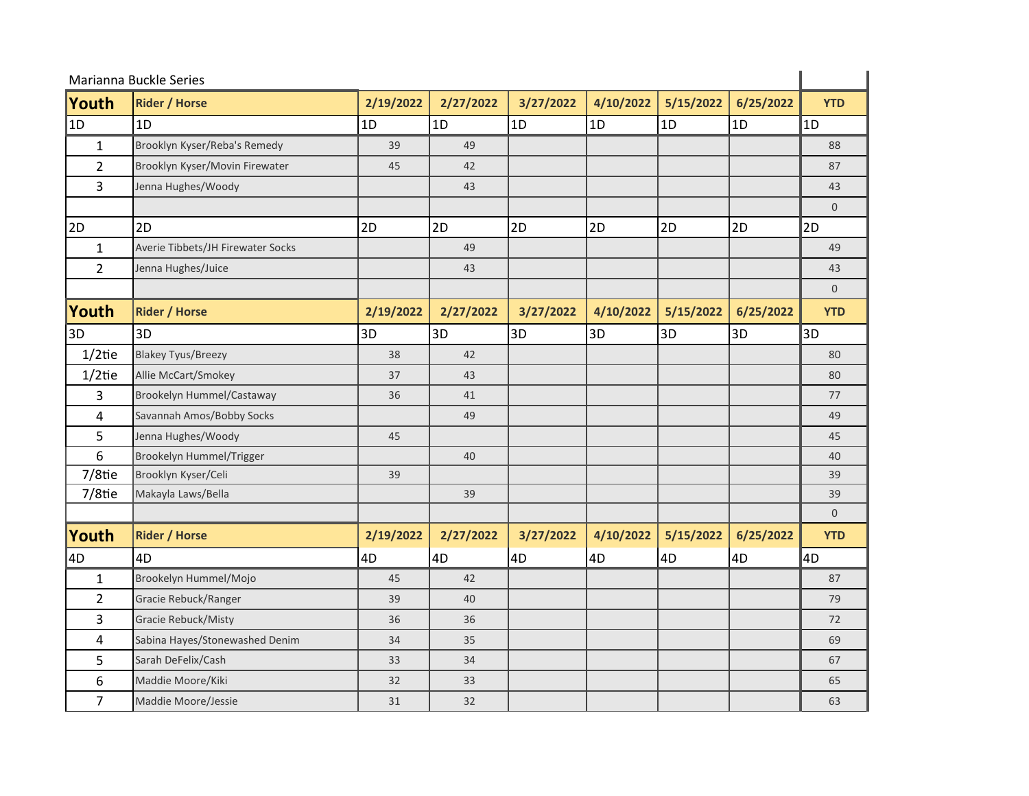Marianna Buckle Series

| Youth | Rider / Horse | 2/19/2022 | 2/27/2022 | 3/27/2022 | 4/10/2022 | 5/15/2022 | 6/25/2022 | YTD |
|---|---|---|---|---|---|---|---|---|
| 1D | 1D | 1D | 1D | 1D | 1D | 1D | 1D | 1D |
| 1 | Brooklyn Kyser/Reba's Remedy | 39 | 49 | | | | | 88 |
| 2 | Brooklyn Kyser/Movin Firewater | 45 | 42 | | | | | 87 |
| 3 | Jenna Hughes/Woody | | 43 | | | | | 43 |
| | | | | | | | | 0 |
| 2D | 2D | 2D | 2D | 2D | 2D | 2D | 2D | 2D |
| 1 | Averie Tibbets/JH Firewater Socks | | 49 | | | | | 49 |
| 2 | Jenna Hughes/Juice | | 43 | | | | | 43 |
| | | | | | | | | 0 |

| Youth | Rider / Horse | 2/19/2022 | 2/27/2022 | 3/27/2022 | 4/10/2022 | 5/15/2022 | 6/25/2022 | YTD |
|---|---|---|---|---|---|---|---|---|
| 3D | 3D | 3D | 3D | 3D | 3D | 3D | 3D | 3D |
| 1/2tie | Blakey Tyus/Breezy | 38 | 42 | | | | | 80 |
| 1/2tie | Allie McCart/Smokey | 37 | 43 | | | | | 80 |
| 3 | Brookelyn Hummel/Castaway | 36 | 41 | | | | | 77 |
| 4 | Savannah Amos/Bobby Socks | | 49 | | | | | 49 |
| 5 | Jenna Hughes/Woody | 45 | | | | | | 45 |
| 6 | Brookelyn Hummel/Trigger | | 40 | | | | | 40 |
| 7/8tie | Brooklyn Kyser/Celi | 39 | | | | | | 39 |
| 7/8tie | Makayla Laws/Bella | | 39 | | | | | 39 |
| | | | | | | | | 0 |

| Youth | Rider / Horse | 2/19/2022 | 2/27/2022 | 3/27/2022 | 4/10/2022 | 5/15/2022 | 6/25/2022 | YTD |
|---|---|---|---|---|---|---|---|---|
| 4D | 4D | 4D | 4D | 4D | 4D | 4D | 4D | 4D |
| 1 | Brookelyn Hummel/Mojo | 45 | 42 | | | | | 87 |
| 2 | Gracie Rebuck/Ranger | 39 | 40 | | | | | 79 |
| 3 | Gracie Rebuck/Misty | 36 | 36 | | | | | 72 |
| 4 | Sabina Hayes/Stonewashed Denim | 34 | 35 | | | | | 69 |
| 5 | Sarah DeFelix/Cash | 33 | 34 | | | | | 67 |
| 6 | Maddie Moore/Kiki | 32 | 33 | | | | | 65 |
| 7 | Maddie Moore/Jessie | 31 | 32 | | | | | 63 |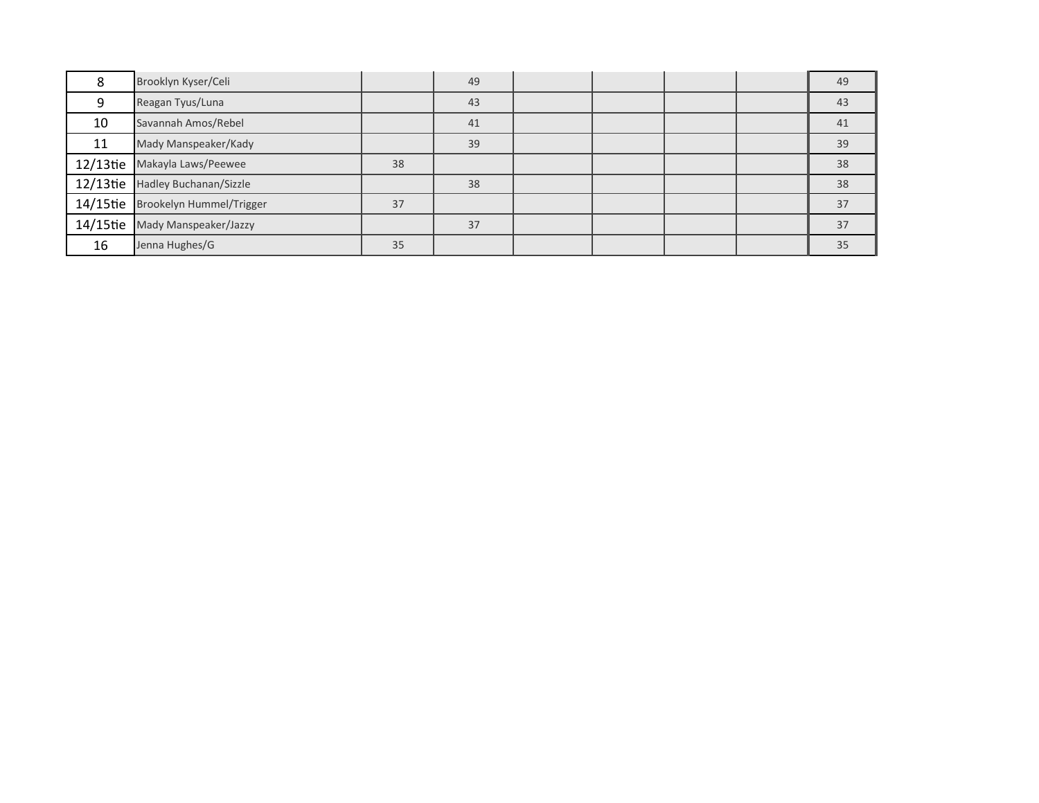| | | | | | | | | |
|---|---|---|---|---|---|---|---|---|
| 8 | Brooklyn Kyser/Celi | | 49 | | | | | 49 |
| 9 | Reagan Tyus/Luna | | 43 | | | | | 43 |
| 10 | Savannah Amos/Rebel | | 41 | | | | | 41 |
| 11 | Mady Manspeaker/Kady | | 39 | | | | | 39 |
| 12/13tie | Makayla Laws/Peewee | 38 | | | | | | 38 |
| 12/13tie | Hadley Buchanan/Sizzle | | 38 | | | | | 38 |
| 14/15tie | Brookelyn Hummel/Trigger | 37 | | | | | | 37 |
| 14/15tie | Mady Manspeaker/Jazzy | | 37 | | | | | 37 |
| 16 | Jenna Hughes/G | 35 | | | | | | 35 |